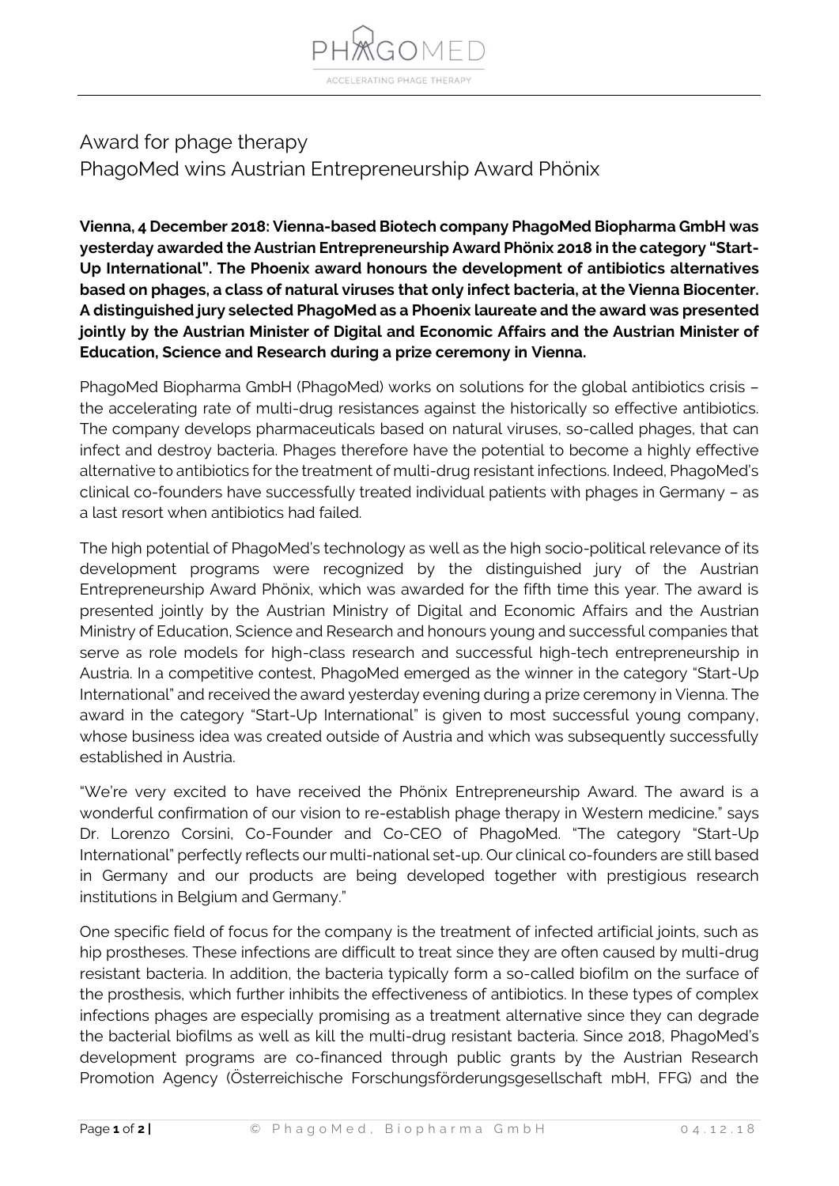# Award for phage therapy
## PhagoMed wins Austrian Entrepreneurship Award Phönix

**Vienna, 4 December 2018: Vienna-based Biotech company PhagoMed Biopharma GmbH was yesterday awarded the Austrian Entrepreneurship Award Phönix 2018 in the category "Start-Up International". The Phoenix award honours the development of antibiotics alternatives based on phages, a class of natural viruses that only infect bacteria, at the Vienna Biocenter. A distinguished jury selected PhagoMed as a Phoenix laureate and the award was presented jointly by the Austrian Minister of Digital and Economic Affairs and the Austrian Minister of Education, Science and Research during a prize ceremony in Vienna.**

PhagoMed Biopharma GmbH (PhagoMed) works on solutions for the global antibiotics crisis – the accelerating rate of multi-drug resistances against the historically so effective antibiotics. The company develops pharmaceuticals based on natural viruses, so-called phages, that can infect and destroy bacteria. Phages therefore have the potential to become a highly effective alternative to antibiotics for the treatment of multi-drug resistant infections. Indeed, PhagoMed's clinical co-founders have successfully treated individual patients with phages in Germany – as a last resort when antibiotics had failed.

The high potential of PhagoMed's technology as well as the high socio-political relevance of its development programs were recognized by the distinguished jury of the Austrian Entrepreneurship Award Phönix, which was awarded for the fifth time this year. The award is presented jointly by the Austrian Ministry of Digital and Economic Affairs and the Austrian Ministry of Education, Science and Research and honours young and successful companies that serve as role models for high-class research and successful high-tech entrepreneurship in Austria. In a competitive contest, PhagoMed emerged as the winner in the category "Start-Up International" and received the award yesterday evening during a prize ceremony in Vienna. The award in the category "Start-Up International" is given to most successful young company, whose business idea was created outside of Austria and which was subsequently successfully established in Austria.

"We're very excited to have received the Phönix Entrepreneurship Award. The award is a wonderful confirmation of our vision to re-establish phage therapy in Western medicine." says Dr. Lorenzo Corsini, Co-Founder and Co-CEO of PhagoMed. "The category "Start-Up International" perfectly reflects our multi-national set-up. Our clinical co-founders are still based in Germany and our products are being developed together with prestigious research institutions in Belgium and Germany."

One specific field of focus for the company is the treatment of infected artificial joints, such as hip prostheses. These infections are difficult to treat since they are often caused by multi-drug resistant bacteria. In addition, the bacteria typically form a so-called biofilm on the surface of the prosthesis, which further inhibits the effectiveness of antibiotics. In these types of complex infections phages are especially promising as a treatment alternative since they can degrade the bacterial biofilms as well as kill the multi-drug resistant bacteria. Since 2018, PhagoMed's development programs are co-financed through public grants by the Austrian Research Promotion Agency (Österreichische Forschungsförderungsgesellschaft mbH, FFG) and the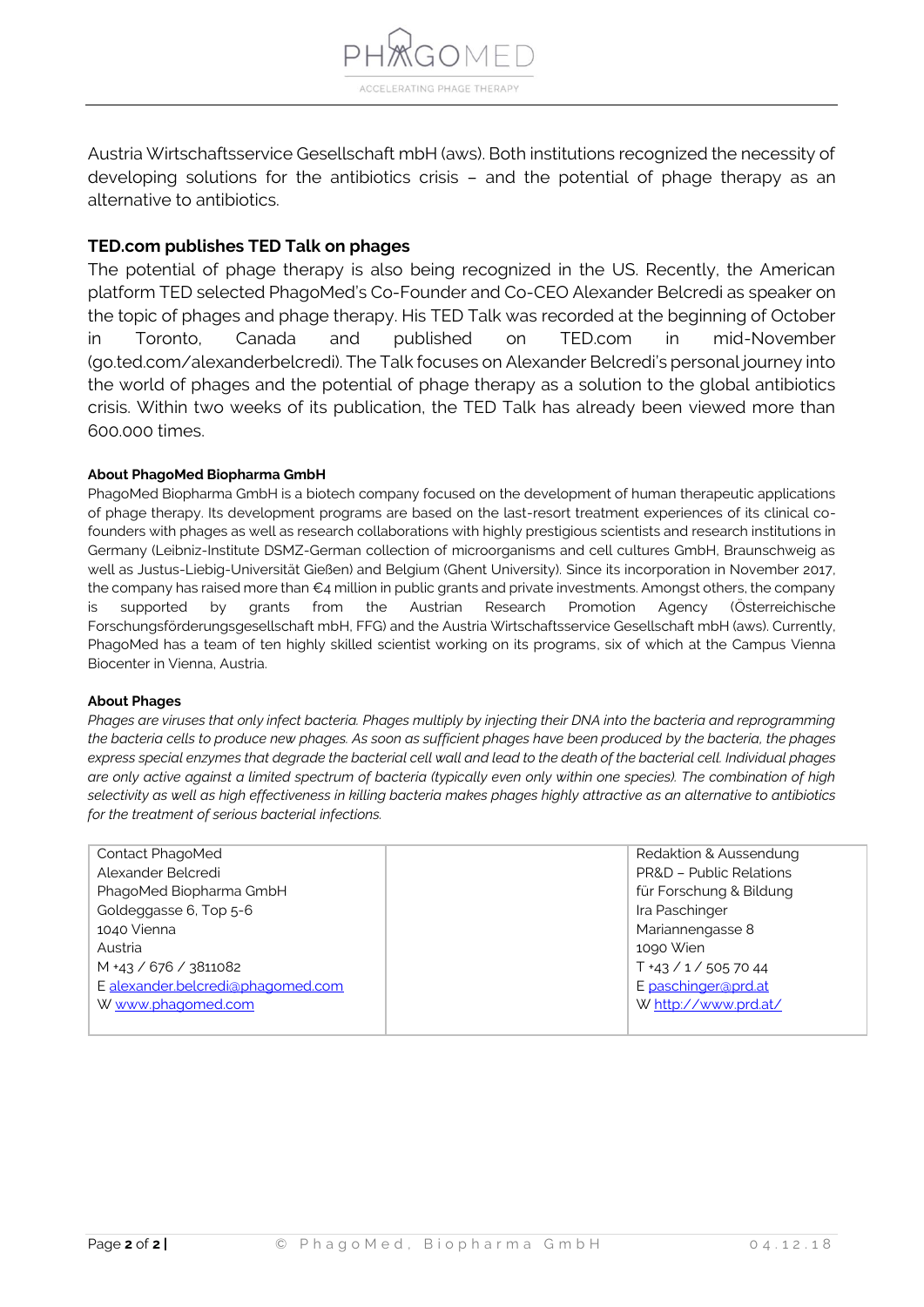Austria Wirtschaftsservice Gesellschaft mbH (aws). Both institutions recognized the necessity of developing solutions for the antibiotics crisis – and the potential of phage therapy as an alternative to antibiotics.

### TED.com publishes TED Talk on phages

The potential of phage therapy is also being recognized in the US. Recently, the American platform TED selected PhagoMed's Co-Founder and Co-CEO Alexander Belcredi as speaker on the topic of phages and phage therapy. His TED Talk was recorded at the beginning of October in Toronto, Canada and published on TED.com in mid-November (go.ted.com/alexanderbelcredi). The Talk focuses on Alexander Belcredi's personal journey into the world of phages and the potential of phage therapy as a solution to the global antibiotics crisis. Within two weeks of its publication, the TED Talk has already been viewed more than 600.000 times.

**About PhagoMed Biopharma GmbH**

PhagoMed Biopharma GmbH is a biotech company focused on the development of human therapeutic applications of phage therapy. Its development programs are based on the last-resort treatment experiences of its clinical co-founders with phages as well as research collaborations with highly prestigious scientists and research institutions in Germany (Leibniz-Institute DSMZ-German collection of microorganisms and cell cultures GmbH, Braunschweig as well as Justus-Liebig-Universität Gießen) and Belgium (Ghent University). Since its incorporation in November 2017, the company has raised more than €4 million in public grants and private investments. Amongst others, the company is supported by grants from the Austrian Research Promotion Agency (Österreichische Forschungsförderungsgesellschaft mbH, FFG) and the Austria Wirtschaftsservice Gesellschaft mbH (aws). Currently, PhagoMed has a team of ten highly skilled scientist working on its programs, six of which at the Campus Vienna Biocenter in Vienna, Austria.

**About Phages**

*Phages are viruses that only infect bacteria. Phages multiply by injecting their DNA into the bacteria and reprogramming the bacteria cells to produce new phages. As soon as sufficient phages have been produced by the bacteria, the phages express special enzymes that degrade the bacterial cell wall and lead to the death of the bacterial cell. Individual phages are only active against a limited spectrum of bacteria (typically even only within one species). The combination of high selectivity as well as high effectiveness in killing bacteria makes phages highly attractive as an alternative to antibiotics for the treatment of serious bacterial infections.*

| | | |
|---|---|---|
| Contact PhagoMed<br>Alexander Belcredi<br>PhagoMed Biopharma GmbH<br>Goldeggasse 6, Top 5-6<br>1040 Vienna<br>Austria<br>M +43 / 676 / 3811082<br>E alexander.belcredi@phagomed.com<br>W www.phagomed.com | | Redaktion & Aussendung<br>PR&D – Public Relations<br>für Forschung & Bildung<br>Ira Paschinger<br>Mariannengasse 8<br>1090 Wien<br>T +43 / 1 / 505 70 44<br>E paschinger@prd.at<br>W http://www.prd.at/ |